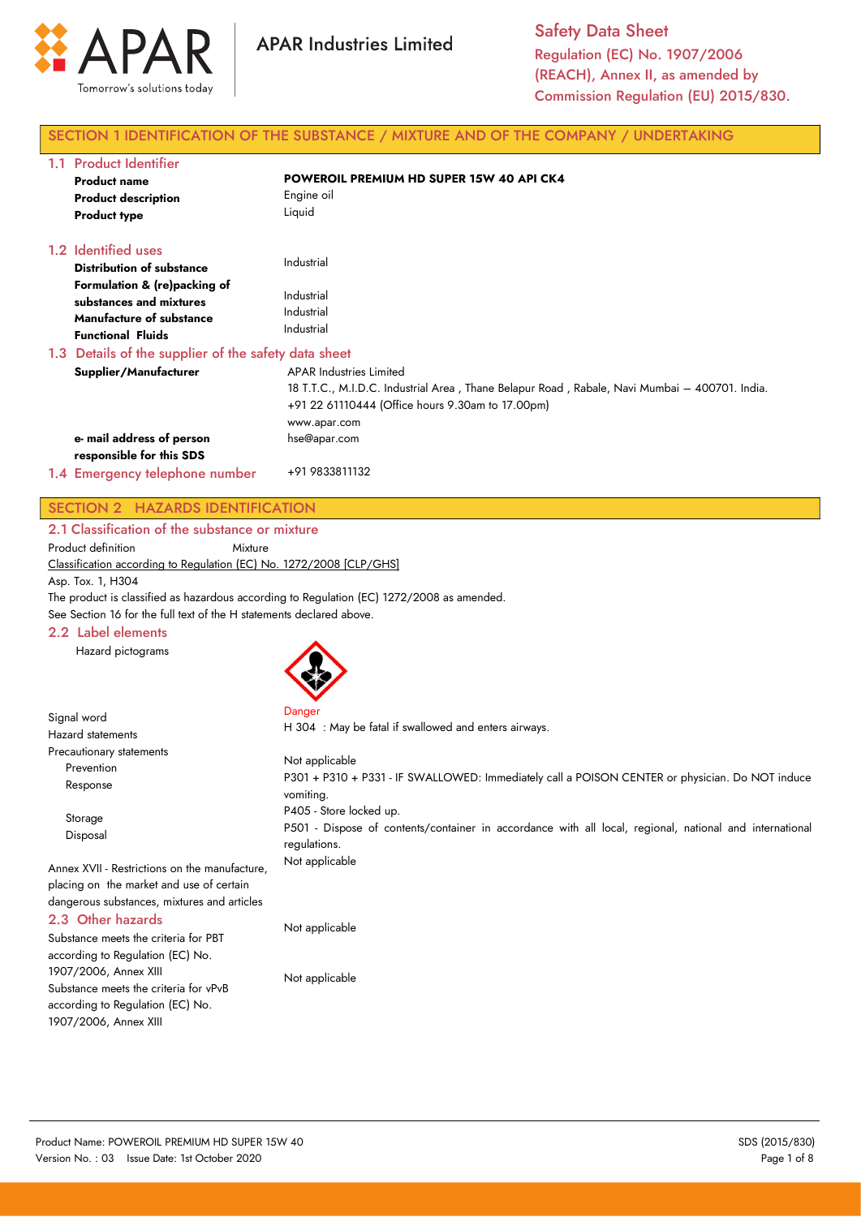APAR Industries Limited

Tomorrow's solutions today

**Safety Data Sheet**
Regulation (EC) No. 1907/2006 (REACH), Annex II, as amended by Commission Regulation (EU) 2015/830.

## SECTION 1 IDENTIFICATION OF THE SUBSTANCE / MIXTURE AND OF THE COMPANY / UNDERTAKING

### 1.1 Product Identifier

| | |
|---|---|
| **Product name** | **POWEROIL PREMIUM HD SUPER 15W 40 API CK4** |
| **Product description** | Engine oil |
| **Product type** | Liquid |

### 1.2 Identified uses

| | |
|---|---|
| **Distribution of substance** | Industrial |
| **Formulation & (re)packing of substances and mixtures** | Industrial |
| **Manufacture of substance** | Industrial |
| **Functional Fluids** | Industrial |

### 1.3 Details of the supplier of the safety data sheet

| | |
|---|---|
| **Supplier/Manufacturer** | APAR Industries Limited<br>18 T.T.C., M.I.D.C. Industrial Area , Thane Belapur Road , Rabale, Navi Mumbai – 400701. India.<br>+91 22 61110444 (Office hours 9.30am to 17.00pm)<br>www.apar.com |
| **e- mail address of person responsible for this SDS** | hse@apar.com |

### 1.4 Emergency telephone number

+91 9833811132

## SECTION 2 HAZARDS IDENTIFICATION

### 2.1 Classification of the substance or mixture

Product definition Mixture

Classification according to Regulation (EC) No. 1272/2008 [CLP/GHS]

Asp. Tox. 1, H304

The product is classified as hazardous according to Regulation (EC) 1272/2008 as amended.

See Section 16 for the full text of the H statements declared above.

### 2.2 Label elements

| | |
|---|---|
| Hazard pictograms | |
| Signal word | Danger |
| Hazard statements | H 304 : May be fatal if swallowed and enters airways. |
| Precautionary statements | |
| Prevention | Not applicable |
| Response | P301 + P310 + P331 - IF SWALLOWED: Immediately call a POISON CENTER or physician. Do NOT induce vomiting. |
| Storage | P405 - Store locked up. |
| Disposal | P501 - Dispose of contents/container in accordance with all local, regional, national and international regulations. |
| Annex XVII - Restrictions on the manufacture, placing on the market and use of certain dangerous substances, mixtures and articles | Not applicable |

### 2.3 Other hazards

| | |
|---|---|
| Substance meets the criteria for PBT according to Regulation (EC) No. 1907/2006, Annex XIII | Not applicable |
| Substance meets the criteria for vPvB according to Regulation (EC) No. 1907/2006, Annex XIII | Not applicable |

Product Name: POWEROIL PREMIUM HD SUPER 15W 40
Version No. : 03 Issue Date: 1st October 2020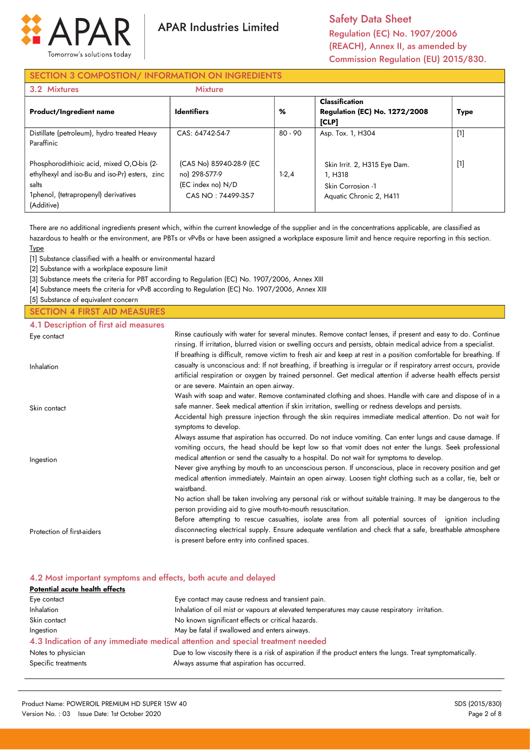## SECTION 3 COMPOSTION/ INFORMATION ON INGREDIENTS

### 3.2 Mixtures

Mixture

| Product/Ingredient name | Identifiers | % | Classification Regulation (EC) No. 1272/2008 [CLP] | Type |
|---|---|---|---|---|
| Distillate (petroleum), hydro treated Heavy Paraffinic | CAS: 64742-54-7 | 80 - 90 | Asp. Tox. 1, H304 | [1] |
| Phosphorodithioic acid, mixed O,O-bis (2-ethylhexyl and iso-Bu and iso-Pr) esters, zinc salts 1phenol, (tetrapropenyl) derivatives (Additive) | (CAS No) 85940-28-9 (EC no) 298-577-9 (EC index no) N/D CAS NO : 74499-35-7 | 1-2,4 | Skin Irrit. 2, H315 Eye Dam. 1, H318 Skin Corrosion -1 Aquatic Chronic 2, H411 | [1] |

There are no additional ingredients present which, within the current knowledge of the supplier and in the concentrations applicable, are classified as hazardous to health or the environment, are PBTs or vPvBs or have been assigned a workplace exposure limit and hence require reporting in this section.

Type

[1] Substance classified with a health or environmental hazard

[2] Substance with a workplace exposure limit

[3] Substance meets the criteria for PBT according to Regulation (EC) No. 1907/2006, Annex XIII

[4] Substance meets the criteria for vPvB according to Regulation (EC) No. 1907/2006, Annex XIII

[5] Substance of equivalent concern

## SECTION 4 FIRST AID MEASURES

### 4.1 Description of first aid measures

**Eye contact**
Rinse cautiously with water for several minutes. Remove contact lenses, if present and easy to do. Continue rinsing. If irritation, blurred vision or swelling occurs and persists, obtain medical advice from a specialist.

**Inhalation**
If breathing is difficult, remove victim to fresh air and keep at rest in a position comfortable for breathing. If casualty is unconscious and: If not breathing, if breathing is irregular or if respiratory arrest occurs, provide artificial respiration or oxygen by trained personnel. Get medical attention if adverse health effects persist or are severe. Maintain an open airway.

**Skin contact**
Wash with soap and water. Remove contaminated clothing and shoes. Handle with care and dispose of in a safe manner. Seek medical attention if skin irritation, swelling or redness develops and persists.
Accidental high pressure injection through the skin requires immediate medical attention. Do not wait for symptoms to develop.

**Ingestion**
Always assume that aspiration has occurred. Do not induce vomiting. Can enter lungs and cause damage. If vomiting occurs, the head should be kept low so that vomit does not enter the lungs. Seek professional medical attention or send the casualty to a hospital. Do not wait for symptoms to develop.
Never give anything by mouth to an unconscious person. If unconscious, place in recovery position and get medical attention immediately. Maintain an open airway. Loosen tight clothing such as a collar, tie, belt or waistband.

**Protection of first-aiders**
No action shall be taken involving any personal risk or without suitable training. It may be dangerous to the person providing aid to give mouth-to-mouth resuscitation.
Before attempting to rescue casualties, isolate area from all potential sources of ignition including disconnecting electrical supply. Ensure adequate ventilation and check that a safe, breathable atmosphere is present before entry into confined spaces.

### 4.2 Most important symptoms and effects, both acute and delayed

**Potential acute health effects**

| | |
|---|---|
| Eye contact | Eye contact may cause redness and transient pain. |
| Inhalation | Inhalation of oil mist or vapours at elevated temperatures may cause respiratory irritation. |
| Skin contact | No known significant effects or critical hazards. |
| Ingestion | May be fatal if swallowed and enters airways. |

### 4.3 Indication of any immediate medical attention and special treatment needed

| | |
|---|---|
| Notes to physician | Due to low viscosity there is a risk of aspiration if the product enters the lungs. Treat symptomatically. |
| Specific treatments | Always assume that aspiration has occurred. |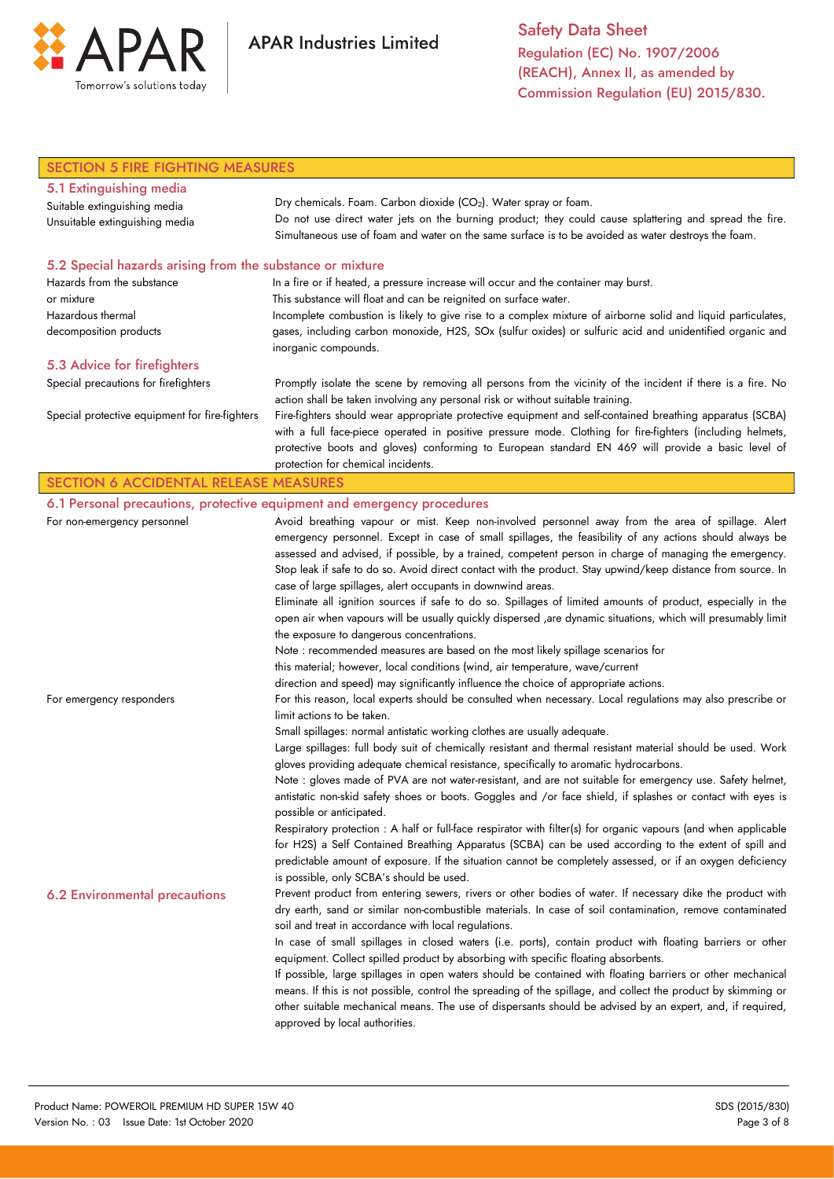## SECTION 5 FIRE FIGHTING MEASURES

### 5.1 Extinguishing media

| | |
|---|---|
| Suitable extinguishing media | Dry chemicals. Foam. Carbon dioxide ($CO_2$). Water spray or foam. |
| Unsuitable extinguishing media | Do not use direct water jets on the burning product; they could cause splattering and spread the fire. Simultaneous use of foam and water on the same surface is to be avoided as water destroys the foam. |

### 5.2 Special hazards arising from the substance or mixture

| | |
|---|---|
| Hazards from the substance or mixture | In a fire or if heated, a pressure increase will occur and the container may burst. This substance will float and can be reignited on surface water. |
| Hazardous thermal decomposition products | Incomplete combustion is likely to give rise to a complex mixture of airborne solid and liquid particulates, gases, including carbon monoxide, H2S, SOx (sulfur oxides) or sulfuric acid and unidentified organic and inorganic compounds. |

### 5.3 Advice for firefighters

| | |
|---|---|
| Special precautions for firefighters | Promptly isolate the scene by removing all persons from the vicinity of the incident if there is a fire. No action shall be taken involving any personal risk or without suitable training. |
| Special protective equipment for fire-fighters | Fire-fighters should wear appropriate protective equipment and self-contained breathing apparatus (SCBA) with a full face-piece operated in positive pressure mode. Clothing for fire-fighters (including helmets, protective boots and gloves) conforming to European standard EN 469 will provide a basic level of protection for chemical incidents. |

## SECTION 6 ACCIDENTAL RELEASE MEASURES

### 6.1 Personal precautions, protective equipment and emergency procedures

**For non-emergency personnel**

Avoid breathing vapour or mist. Keep non-involved personnel away from the area of spillage. Alert emergency personnel. Except in case of small spillages, the feasibility of any actions should always be assessed and advised, if possible, by a trained, competent person in charge of managing the emergency. Stop leak if safe to do so. Avoid direct contact with the product. Stay upwind/keep distance from source. In case of large spillages, alert occupants in downwind areas.

Eliminate all ignition sources if safe to do so. Spillages of limited amounts of product, especially in the open air when vapours will be usually quickly dispersed ,are dynamic situations, which will presumably limit the exposure to dangerous concentrations.

Note : recommended measures are based on the most likely spillage scenarios for this material; however, local conditions (wind, air temperature, wave/current direction and speed) may significantly influence the choice of appropriate actions.

**For emergency responders**

For this reason, local experts should be consulted when necessary. Local regulations may also prescribe or limit actions to be taken.

Small spillages: normal antistatic working clothes are usually adequate.

Large spillages: full body suit of chemically resistant and thermal resistant material should be used. Work gloves providing adequate chemical resistance, specifically to aromatic hydrocarbons.

Note : gloves made of PVA are not water-resistant, and are not suitable for emergency use. Safety helmet, antistatic non-skid safety shoes or boots. Goggles and /or face shield, if splashes or contact with eyes is possible or anticipated.

Respiratory protection : A half or full-face respirator with filter(s) for organic vapours (and when applicable for H2S) a Self Contained Breathing Apparatus (SCBA) can be used according to the extent of spill and predictable amount of exposure. If the situation cannot be completely assessed, or if an oxygen deficiency is possible, only SCBA's should be used.

### 6.2 Environmental precautions

Prevent product from entering sewers, rivers or other bodies of water. If necessary dike the product with dry earth, sand or similar non-combustible materials. In case of soil contamination, remove contaminated soil and treat in accordance with local regulations.

In case of small spillages in closed waters (i.e. ports), contain product with floating barriers or other equipment. Collect spilled product by absorbing with specific floating absorbents.

If possible, large spillages in open waters should be contained with floating barriers or other mechanical means. If this is not possible, control the spreading of the spillage, and collect the product by skimming or other suitable mechanical means. The use of dispersants should be advised by an expert, and, if required, approved by local authorities.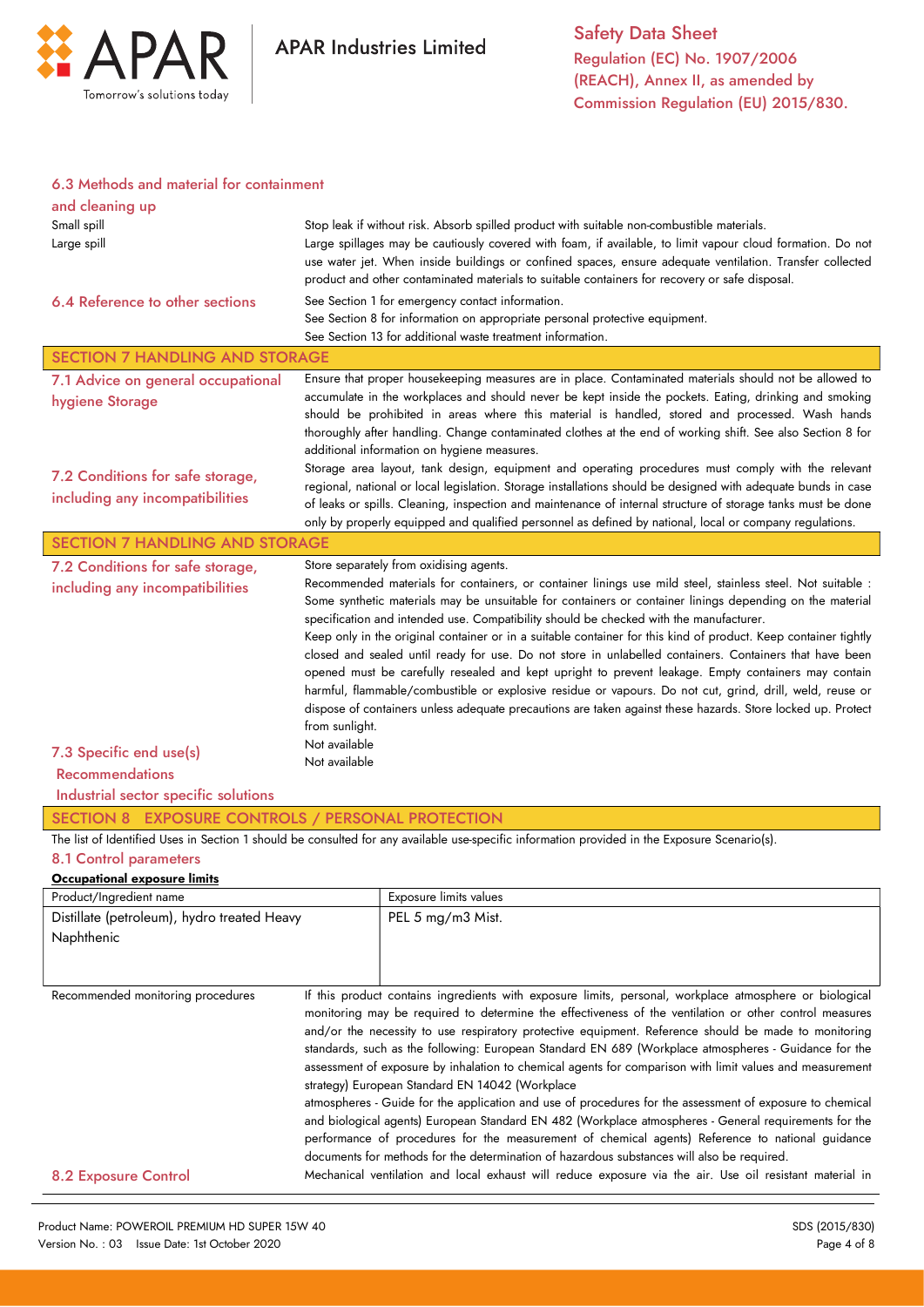### 6.3 Methods and material for containment and cleaning up

Small spill
Large spill

Stop leak if without risk. Absorb spilled product with suitable non-combustible materials.
Large spillages may be cautiously covered with foam, if available, to limit vapour cloud formation. Do not use water jet. When inside buildings or confined spaces, ensure adequate ventilation. Transfer collected product and other contaminated materials to suitable containers for recovery or safe disposal.

### 6.4 Reference to other sections

See Section 1 for emergency contact information.
See Section 8 for information on appropriate personal protective equipment.
See Section 13 for additional waste treatment information.

## SECTION 7 HANDLING AND STORAGE

### 7.1 Advice on general occupational hygiene Storage

Ensure that proper housekeeping measures are in place. Contaminated materials should not be allowed to accumulate in the workplaces and should never be kept inside the pockets. Eating, drinking and smoking should be prohibited in areas where this material is handled, stored and processed. Wash hands thoroughly after handling. Change contaminated clothes at the end of working shift. See also Section 8 for additional information on hygiene measures.

### 7.2 Conditions for safe storage, including any incompatibilities

Storage area layout, tank design, equipment and operating procedures must comply with the relevant regional, national or local legislation. Storage installations should be designed with adequate bunds in case of leaks or spills. Cleaning, inspection and maintenance of internal structure of storage tanks must be done only by properly equipped and qualified personnel as defined by national, local or company regulations.

## SECTION 7 HANDLING AND STORAGE

### 7.2 Conditions for safe storage, including any incompatibilities

Store separately from oxidising agents.
Recommended materials for containers, or container linings use mild steel, stainless steel. Not suitable : Some synthetic materials may be unsuitable for containers or container linings depending on the material specification and intended use. Compatibility should be checked with the manufacturer.
Keep only in the original container or in a suitable container for this kind of product. Keep container tightly closed and sealed until ready for use. Do not store in unlabelled containers. Containers that have been opened must be carefully resealed and kept upright to prevent leakage. Empty containers may contain harmful, flammable/combustible or explosive residue or vapours. Do not cut, grind, drill, weld, reuse or dispose of containers unless adequate precautions are taken against these hazards. Store locked up. Protect from sunlight.

### 7.3 Specific end use(s)

Recommendations: Not available

Industrial sector specific solutions: Not available

## SECTION 8 EXPOSURE CONTROLS / PERSONAL PROTECTION

The list of Identified Uses in Section 1 should be consulted for any available use-specific information provided in the Exposure Scenario(s).

### 8.1 Control parameters

**Occupational exposure limits**

| Product/Ingredient name | Exposure limits values |
|---|---|
| Distillate (petroleum), hydro treated Heavy Naphthenic | PEL 5 mg/m3 Mist. |

Recommended monitoring procedures

If this product contains ingredients with exposure limits, personal, workplace atmosphere or biological monitoring may be required to determine the effectiveness of the ventilation or other control measures and/or the necessity to use respiratory protective equipment. Reference should be made to monitoring standards, such as the following: European Standard EN 689 (Workplace atmospheres - Guidance for the assessment of exposure by inhalation to chemical agents for comparison with limit values and measurement strategy) European Standard EN 14042 (Workplace atmospheres - Guide for the application and use of procedures for the assessment of exposure to chemical and biological agents) European Standard EN 482 (Workplace atmospheres - General requirements for the performance of procedures for the measurement of chemical agents) Reference to national guidance documents for methods for the determination of hazardous substances will also be required.

### 8.2 Exposure Control

Mechanical ventilation and local exhaust will reduce exposure via the air. Use oil resistant material in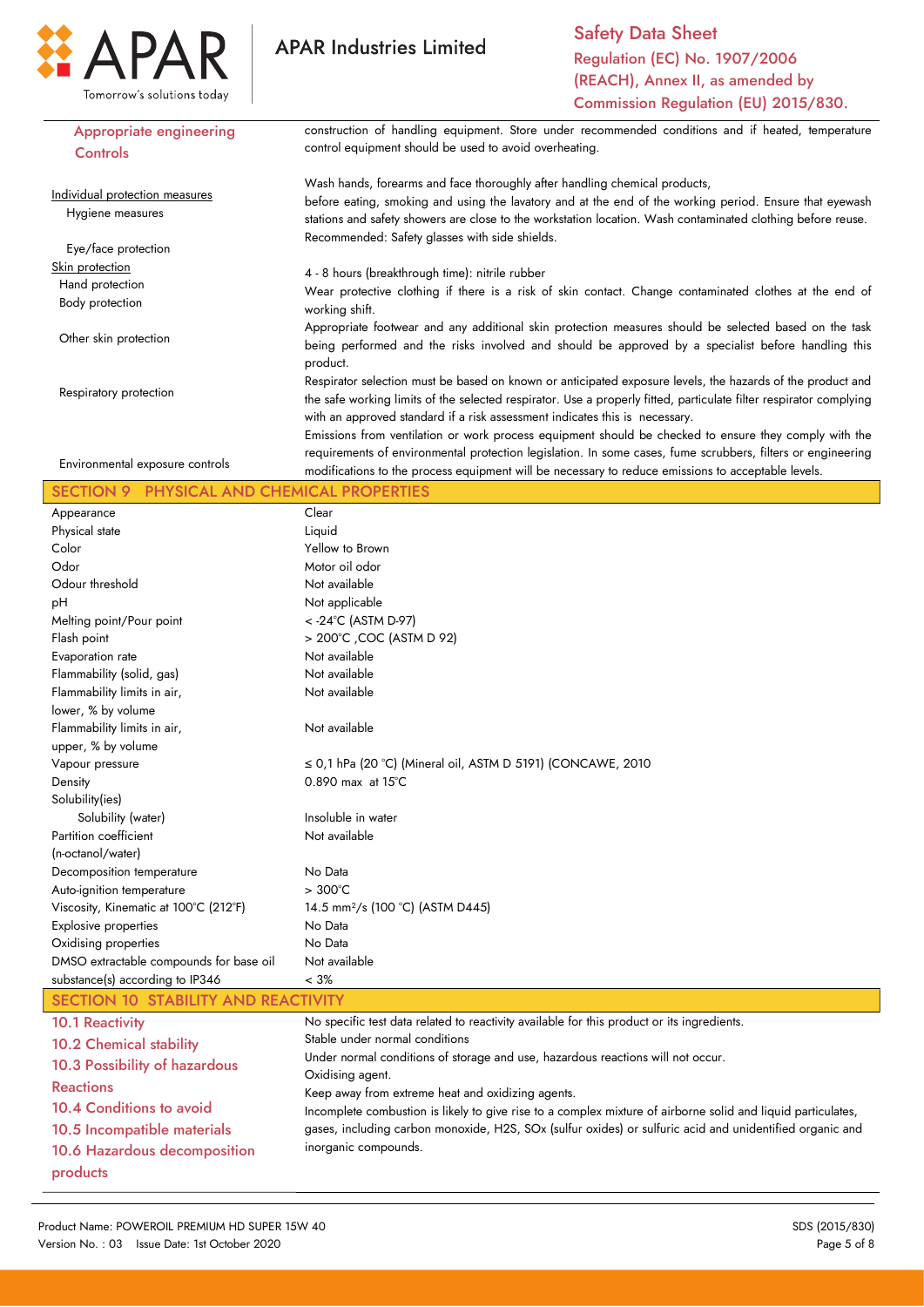| | |
|---|---|
| **Appropriate engineering Controls** | construction of handling equipment. Store under recommended conditions and if heated, temperature control equipment should be used to avoid overheating. |
| Individual protection measures | |
| Hygiene measures | Wash hands, forearms and face thoroughly after handling chemical products, before eating, smoking and using the lavatory and at the end of the working period. Ensure that eyewash stations and safety showers are close to the workstation location. Wash contaminated clothing before reuse. |
| Eye/face protection | Recommended: Safety glasses with side shields. |
| Skin protection | |
| Hand protection | 4 - 8 hours (breakthrough time): nitrile rubber |
| Body protection | Wear protective clothing if there is a risk of skin contact. Change contaminated clothes at the end of working shift. |
| Other skin protection | Appropriate footwear and any additional skin protection measures should be selected based on the task being performed and the risks involved and should be approved by a specialist before handling this product. |
| Respiratory protection | Respirator selection must be based on known or anticipated exposure levels, the hazards of the product and the safe working limits of the selected respirator. Use a properly fitted, particulate filter respirator complying with an approved standard if a risk assessment indicates this is necessary. |
| Environmental exposure controls | Emissions from ventilation or work process equipment should be checked to ensure they comply with the requirements of environmental protection legislation. In some cases, fume scrubbers, filters or engineering modifications to the process equipment will be necessary to reduce emissions to acceptable levels. |

## SECTION 9 PHYSICAL AND CHEMICAL PROPERTIES

| | |
|---|---|
| Appearance | Clear |
| Physical state | Liquid |
| Color | Yellow to Brown |
| Odor | Motor oil odor |
| Odour threshold | Not available |
| pH | Not applicable |
| Melting point/Pour point | < -24°C (ASTM D-97) |
| Flash point | > 200°C ,COC (ASTM D 92) |
| Evaporation rate | Not available |
| Flammability (solid, gas) | Not available |
| Flammability limits in air, lower, % by volume | Not available |
| Flammability limits in air, upper, % by volume | Not available |
| Vapour pressure | ≤ 0,1 hPa (20 °C) (Mineral oil, ASTM D 5191) (CONCAWE, 2010 |
| Density | 0.890 max at 15°C |
| Solubility(ies) | |
| Solubility (water) | Insoluble in water |
| Partition coefficient (n-octanol/water) | Not available |
| Decomposition temperature | No Data |
| Auto-ignition temperature | > 300°C |
| Viscosity, Kinematic at 100°C (212°F) | 14.5 $mm^2/s$ (100 °C) (ASTM D445) |
| Explosive properties | No Data |
| Oxidising properties | No Data |
| DMSO extractable compounds for base oil substance(s) according to IP346 | Not available<br>< 3% |

## SECTION 10 STABILITY AND REACTIVITY

| | |
|---|---|
| **10.1 Reactivity** | No specific test data related to reactivity available for this product or its ingredients. |
| **10.2 Chemical stability** | Stable under normal conditions |
| **10.3 Possibility of hazardous Reactions** | Under normal conditions of storage and use, hazardous reactions will not occur. |
| **10.4 Conditions to avoid** | Oxidising agent. |
| **10.5 Incompatible materials** | Keep away from extreme heat and oxidizing agents. |
| **10.6 Hazardous decomposition products** | Incomplete combustion is likely to give rise to a complex mixture of airborne solid and liquid particulates, gases, including carbon monoxide, $H_2S$, $SO_x$ (sulfur oxides) or sulfuric acid and unidentified organic and inorganic compounds. |

Product Name: POWEROIL PREMIUM HD SUPER 15W 40
Version No. : 03 Issue Date: 1st October 2020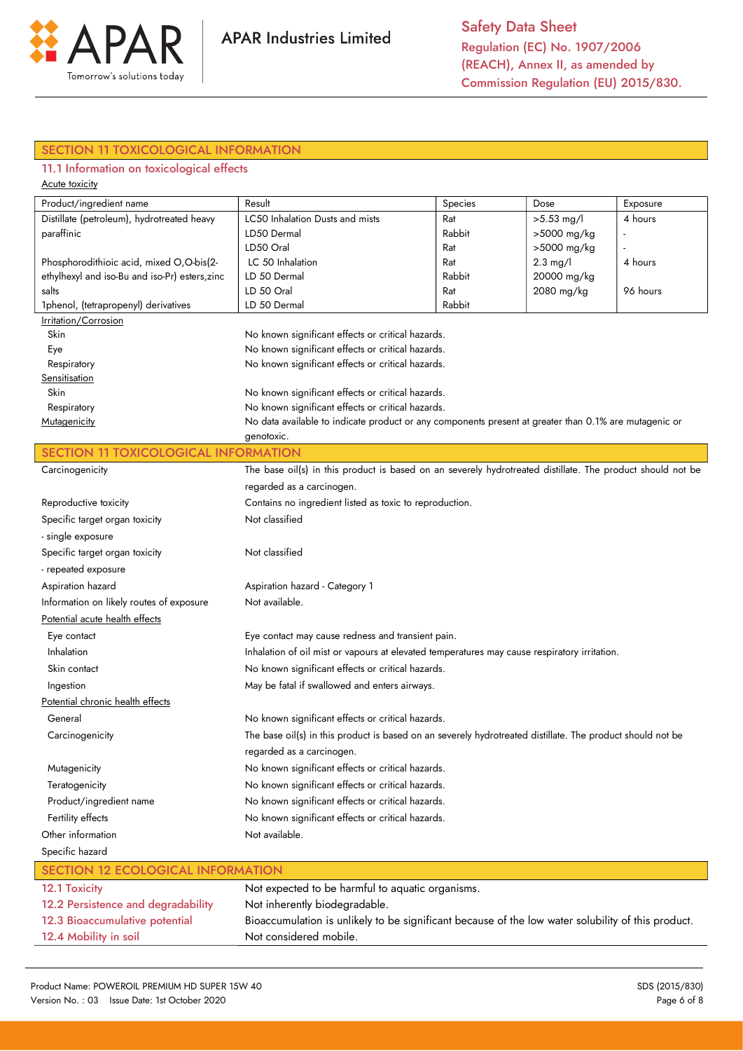## SECTION 11 TOXICOLOGICAL INFORMATION

### 11.1 Information on toxicological effects

Acute toxicity

| Product/ingredient name | Result | Species | Dose | Exposure |
|---|---|---|---|---|
| Distillate (petroleum), hydrotreated heavy paraffinic | LC50 Inhalation Dusts and mists | Rat | >5.53 mg/l | 4 hours |
| | LD50 Dermal | Rabbit | >5000 mg/kg | - |
| | LD50 Oral | Rat | >5000 mg/kg | - |
| Phosphorodithioic acid, mixed O,O-bis(2-ethylhexyl and iso-Bu and iso-Pr) esters,zinc salts | LC 50 Inhalation | Rat | 2.3 mg/l | 4 hours |
| | LD 50 Dermal | Rabbit | 20000 mg/kg | |
| | LD 50 Oral | Rat | 2080 mg/kg | 96 hours |
| 1phenol, (tetrapropenyl) derivatives | LD 50 Dermal | Rabbit | | |

Irritation/Corrosion

| | |
|---|---|
| Skin | No known significant effects or critical hazards. |
| Eye | No known significant effects or critical hazards. |
| Respiratory | No known significant effects or critical hazards. |

Sensitisation

| | |
|---|---|
| Skin | No known significant effects or critical hazards. |
| Respiratory | No known significant effects or critical hazards. |

Mutagenicity: No data available to indicate product or any components present at greater than 0.1% are mutagenic or genotoxic.

## SECTION 11 TOXICOLOGICAL INFORMATION

| | |
|---|---|
| Carcinogenicity | The base oil(s) in this product is based on an severely hydrotreated distillate. The product should not be regarded as a carcinogen. |
| Reproductive toxicity | Contains no ingredient listed as toxic to reproduction. |
| Specific target organ toxicity - single exposure | Not classified |
| Specific target organ toxicity - repeated exposure | Not classified |
| Aspiration hazard | Aspiration hazard - Category 1 |
| Information on likely routes of exposure | Not available. |

Potential acute health effects

| | |
|---|---|
| Eye contact | Eye contact may cause redness and transient pain. |
| Inhalation | Inhalation of oil mist or vapours at elevated temperatures may cause respiratory irritation. |
| Skin contact | No known significant effects or critical hazards. |
| Ingestion | May be fatal if swallowed and enters airways. |

Potential chronic health effects

| | |
|---|---|
| General | No known significant effects or critical hazards. |
| Carcinogenicity | The base oil(s) in this product is based on an severely hydrotreated distillate. The product should not be regarded as a carcinogen. |
| Mutagenicity | No known significant effects or critical hazards. |
| Teratogenicity | No known significant effects or critical hazards. |
| Product/ingredient name | No known significant effects or critical hazards. |
| Fertility effects | No known significant effects or critical hazards. |
| Other information | Not available. |
| Specific hazard | |

## SECTION 12 ECOLOGICAL INFORMATION

| | |
|---|---|
| 12.1 Toxicity | Not expected to be harmful to aquatic organisms. |
| 12.2 Persistence and degradability | Not inherently biodegradable. |
| 12.3 Bioaccumulative potential | Bioaccumulation is unlikely to be significant because of the low water solubility of this product. |
| 12.4 Mobility in soil | Not considered mobile. |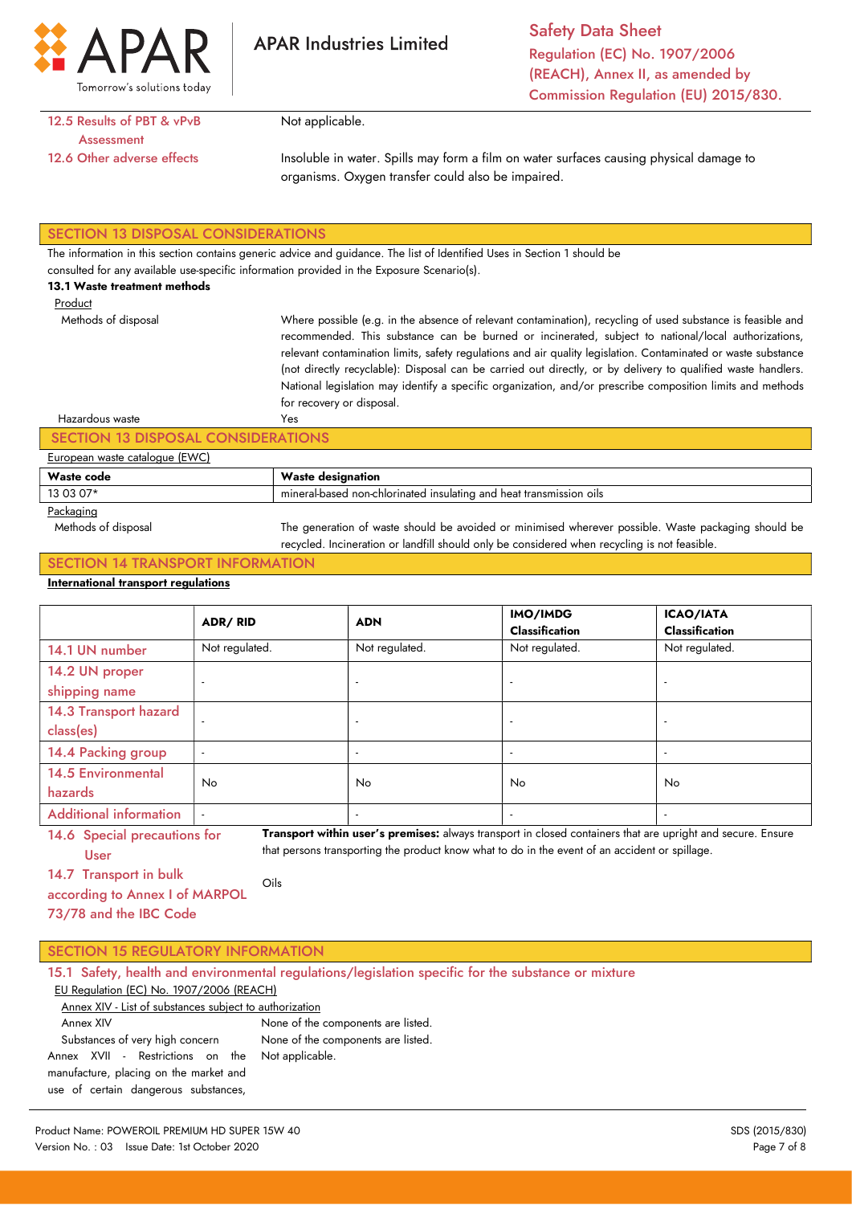| 12.5 Results of PBT & vPvB Assessment | Not applicable. |
|---|---|
| 12.6 Other adverse effects | Insoluble in water. Spills may form a film on water surfaces causing physical damage to organisms. Oxygen transfer could also be impaired. |

## SECTION 13 DISPOSAL CONSIDERATIONS

The information in this section contains generic advice and guidance. The list of Identified Uses in Section 1 should be consulted for any available use-specific information provided in the Exposure Scenario(s).

**13.1 Waste treatment methods**

Product

| Methods of disposal | Where possible (e.g. in the absence of relevant contamination), recycling of used substance is feasible and recommended. This substance can be burned or incinerated, subject to national/local authorizations, relevant contamination limits, safety regulations and air quality legislation. Contaminated or waste substance (not directly recyclable): Disposal can be carried out directly, or by delivery to qualified waste handlers. National legislation may identify a specific organization, and/or prescribe composition limits and methods for recovery or disposal. |
|---|---|
| Hazardous waste | Yes |

## SECTION 13 DISPOSAL CONSIDERATIONS

European waste catalogue (EWC)

| Waste code | Waste designation |
|---|---|
| 13 03 07* | mineral-based non-chlorinated insulating and heat transmission oils |

Packaging

| Methods of disposal | The generation of waste should be avoided or minimised wherever possible. Waste packaging should be recycled. Incineration or landfill should only be considered when recycling is not feasible. |
|---|---|

## SECTION 14 TRANSPORT INFORMATION

**International transport regulations**

| | ADR/ RID | ADN | IMO/IMDG Classification | ICAO/IATA Classification |
|---|---|---|---|---|
| 14.1 UN number | Not regulated. | Not regulated. | Not regulated. | Not regulated. |
| 14.2 UN proper shipping name | - | - | - | - |
| 14.3 Transport hazard class(es) | - | - | - | - |
| 14.4 Packing group | - | - | - | - |
| 14.5 Environmental hazards | No | No | No | No |
| Additional information | - | - | - | - |

| 14.6 Special precautions for User | **Transport within user's premises:** always transport in closed containers that are upright and secure. Ensure that persons transporting the product know what to do in the event of an accident or spillage. |
|---|---|
| 14.7 Transport in bulk according to Annex I of MARPOL 73/78 and the IBC Code | Oils |

## SECTION 15 REGULATORY INFORMATION

### 15.1 Safety, health and environmental regulations/legislation specific for the substance or mixture

EU Regulation (EC) No. 1907/2006 (REACH)

Annex XIV - List of substances subject to authorization

| Annex XIV | None of the components are listed. |
|---|---|
| Substances of very high concern | None of the components are listed. |
| Annex XVII - Restrictions on the manufacture, placing on the market and use of certain dangerous substances, | Not applicable. |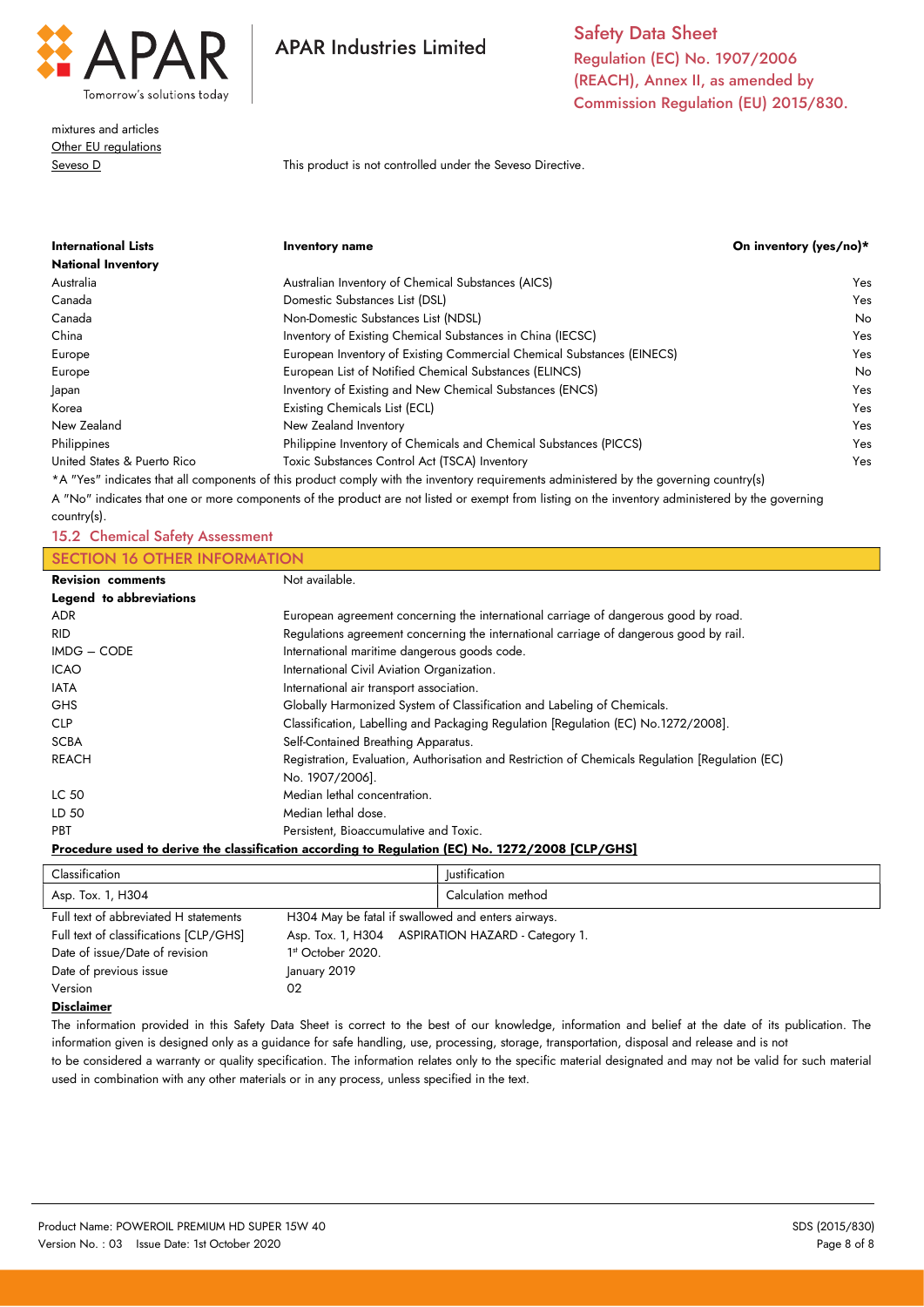mixtures and articles

Other EU regulations

| | |
|---|---|
| Seveso D | This product is not controlled under the Seveso Directive. |

| International Lists | Inventory name | On inventory (yes/no)* |
|---|---|---|
| **National Inventory** | | |
| Australia | Australian Inventory of Chemical Substances (AICS) | Yes |
| Canada | Domestic Substances List (DSL) | Yes |
| Canada | Non-Domestic Substances List (NDSL) | No |
| China | Inventory of Existing Chemical Substances in China (IECSC) | Yes |
| Europe | European Inventory of Existing Commercial Chemical Substances (EINECS) | Yes |
| Europe | European List of Notified Chemical Substances (ELINCS) | No |
| Japan | Inventory of Existing and New Chemical Substances (ENCS) | Yes |
| Korea | Existing Chemicals List (ECL) | Yes |
| New Zealand | New Zealand Inventory | Yes |
| Philippines | Philippine Inventory of Chemicals and Chemical Substances (PICCS) | Yes |
| United States & Puerto Rico | Toxic Substances Control Act (TSCA) Inventory | Yes |

*A "Yes" indicates that all components of this product comply with the inventory requirements administered by the governing country(s)

A "No" indicates that one or more components of the product are not listed or exempt from listing on the inventory administered by the governing country(s).

## 15.2 Chemical Safety Assessment

## SECTION 16 OTHER INFORMATION

| | |
|---|---|
| **Revision comments** | Not available. |
| **Legend to abbreviations** | |
| ADR | European agreement concerning the international carriage of dangerous good by road. |
| RID | Regulations agreement concerning the international carriage of dangerous good by rail. |
| IMDG – CODE | International maritime dangerous goods code. |
| ICAO | International Civil Aviation Organization. |
| IATA | International air transport association. |
| GHS | Globally Harmonized System of Classification and Labeling of Chemicals. |
| CLP | Classification, Labelling and Packaging Regulation [Regulation (EC) No.1272/2008]. |
| SCBA | Self-Contained Breathing Apparatus. |
| REACH | Registration, Evaluation, Authorisation and Restriction of Chemicals Regulation [Regulation (EC) No. 1907/2006]. |
| LC 50 | Median lethal concentration. |
| LD 50 | Median lethal dose. |
| PBT | Persistent, Bioaccumulative and Toxic. |

**Procedure used to derive the classification according to Regulation (EC) No. 1272/2008 [CLP/GHS]**

| Classification | Justification |
|---|---|
| Asp. Tox. 1, H304 | Calculation method |

| | |
|---|---|
| Full text of abbreviated H statements | H304 May be fatal if swallowed and enters airways. |
| Full text of classifications [CLP/GHS] | Asp. Tox. 1, H304 ASPIRATION HAZARD - Category 1. |
| Date of issue/Date of revision | 1st October 2020. |
| Date of previous issue | January 2019 |
| Version | 02 |

**Disclaimer**

The information provided in this Safety Data Sheet is correct to the best of our knowledge, information and belief at the date of its publication. The information given is designed only as a guidance for safe handling, use, processing, storage, transportation, disposal and release and is not to be considered a warranty or quality specification. The information relates only to the specific material designated and may not be valid for such material used in combination with any other materials or in any process, unless specified in the text.